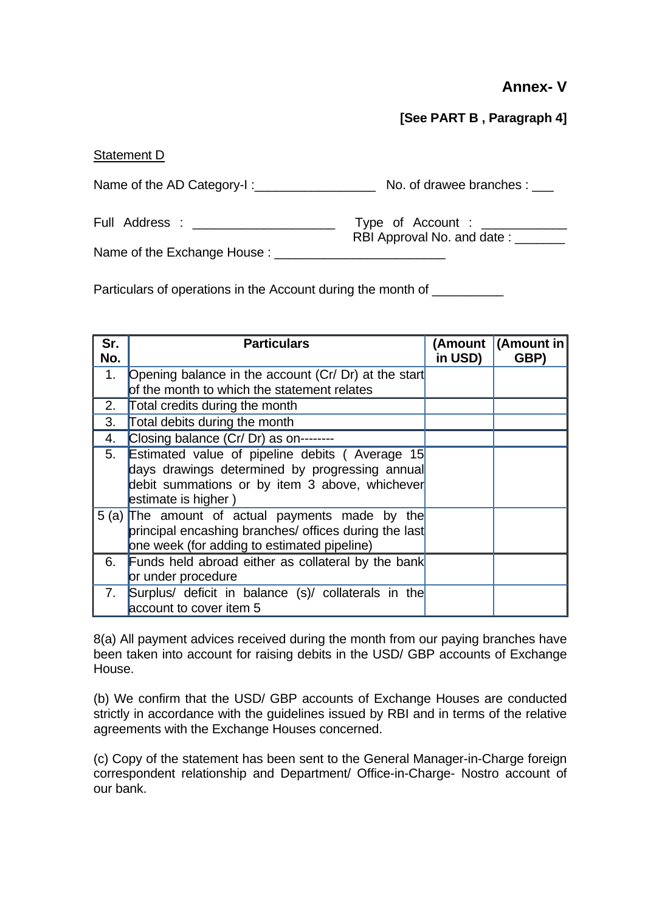**Annex- V**

**[See PART B , Paragraph 4]**

Statement D

Name of the AD Category-I :_________________ No. of drawee branches : ___

Full Address : ____________________ Type of Account : ____________
RBI Approval No. and date : _______

Name of the Exchange House : ________________________

Particulars of operations in the Account during the month of __________

| Sr. No. | Particulars | (Amount in USD) | (Amount in GBP) |
|---|---|---|---|
| 1. | Opening balance in the account (Cr/ Dr) at the start of the month to which the statement relates | | |
| 2. | Total credits during the month | | |
| 3. | Total debits during the month | | |
| 4. | Closing balance (Cr/ Dr) as on-------- | | |
| 5. | Estimated value of pipeline debits ( Average 15 days drawings determined by progressing annual debit summations or by item 3 above, whichever estimate is higher ) | | |
| 5 (a) | The amount of actual payments made by the principal encashing branches/ offices during the last one week (for adding to estimated pipeline) | | |
| 6. | Funds held abroad either as collateral by the bank or under procedure | | |
| 7. | Surplus/ deficit in balance (s)/ collaterals in the account to cover item 5 | | |

8(a) All payment advices received during the month from our paying branches have been taken into account for raising debits in the USD/ GBP accounts of Exchange House.

(b) We confirm that the USD/ GBP accounts of Exchange Houses are conducted strictly in accordance with the guidelines issued by RBI and in terms of the relative agreements with the Exchange Houses concerned.

(c) Copy of the statement has been sent to the General Manager-in-Charge foreign correspondent relationship and Department/ Office-in-Charge- Nostro account of our bank.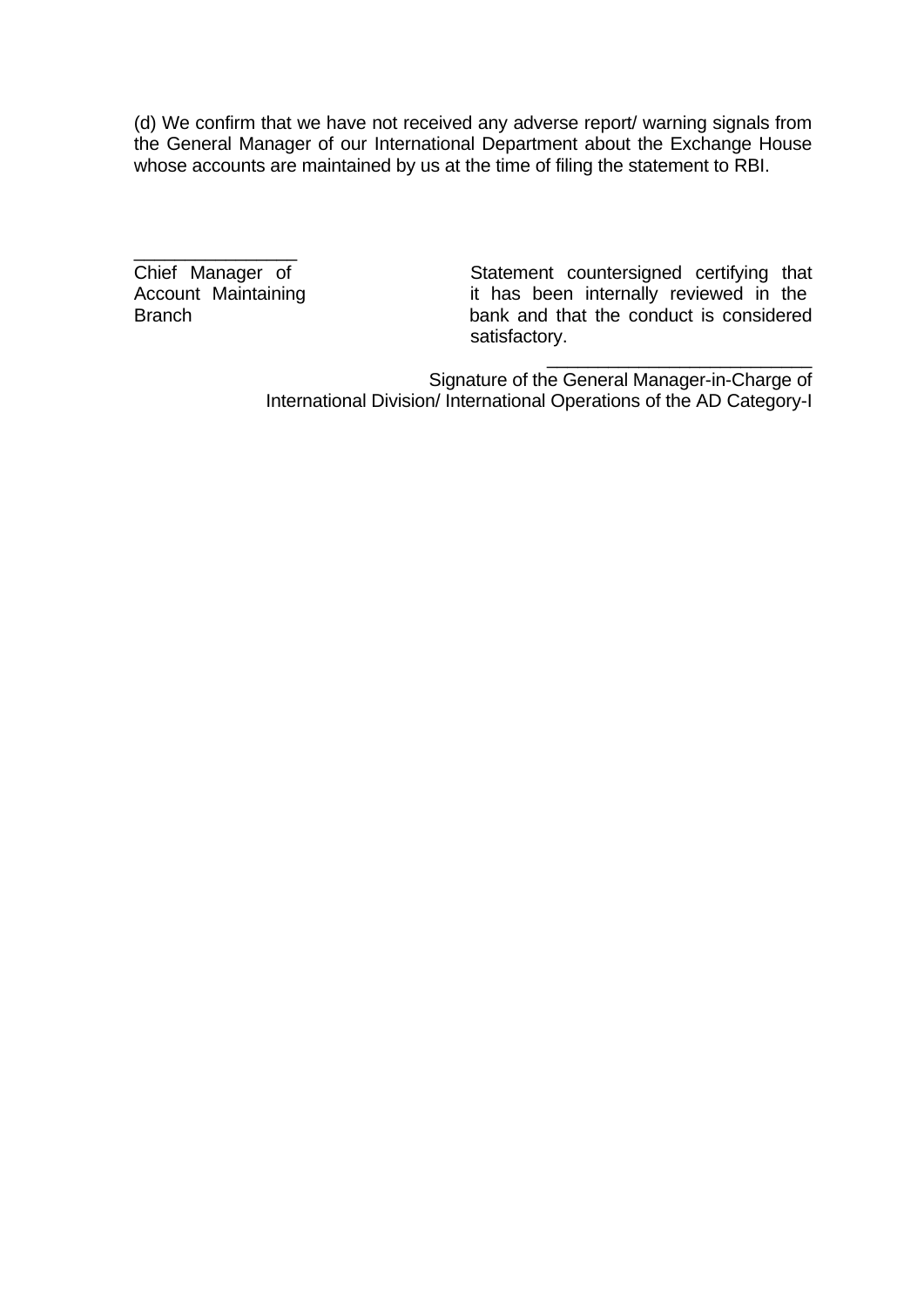(d) We confirm that we have not received any adverse report/ warning signals from the General Manager of our International Department about the Exchange House whose accounts are maintained by us at the time of filing the statement to RBI.

\_\_\_\_\_\_\_\_\_\_\_\_\_\_\_\_
Chief Manager of Account Maintaining Branch

Statement countersigned certifying that it has been internally reviewed in the bank and that the conduct is considered satisfactory.

\_\_\_\_\_\_\_\_\_\_\_\_\_\_\_\_\_\_\_\_\_\_\_\_\_\_
Signature of the General Manager-in-Charge of International Division/ International Operations of the AD Category-I